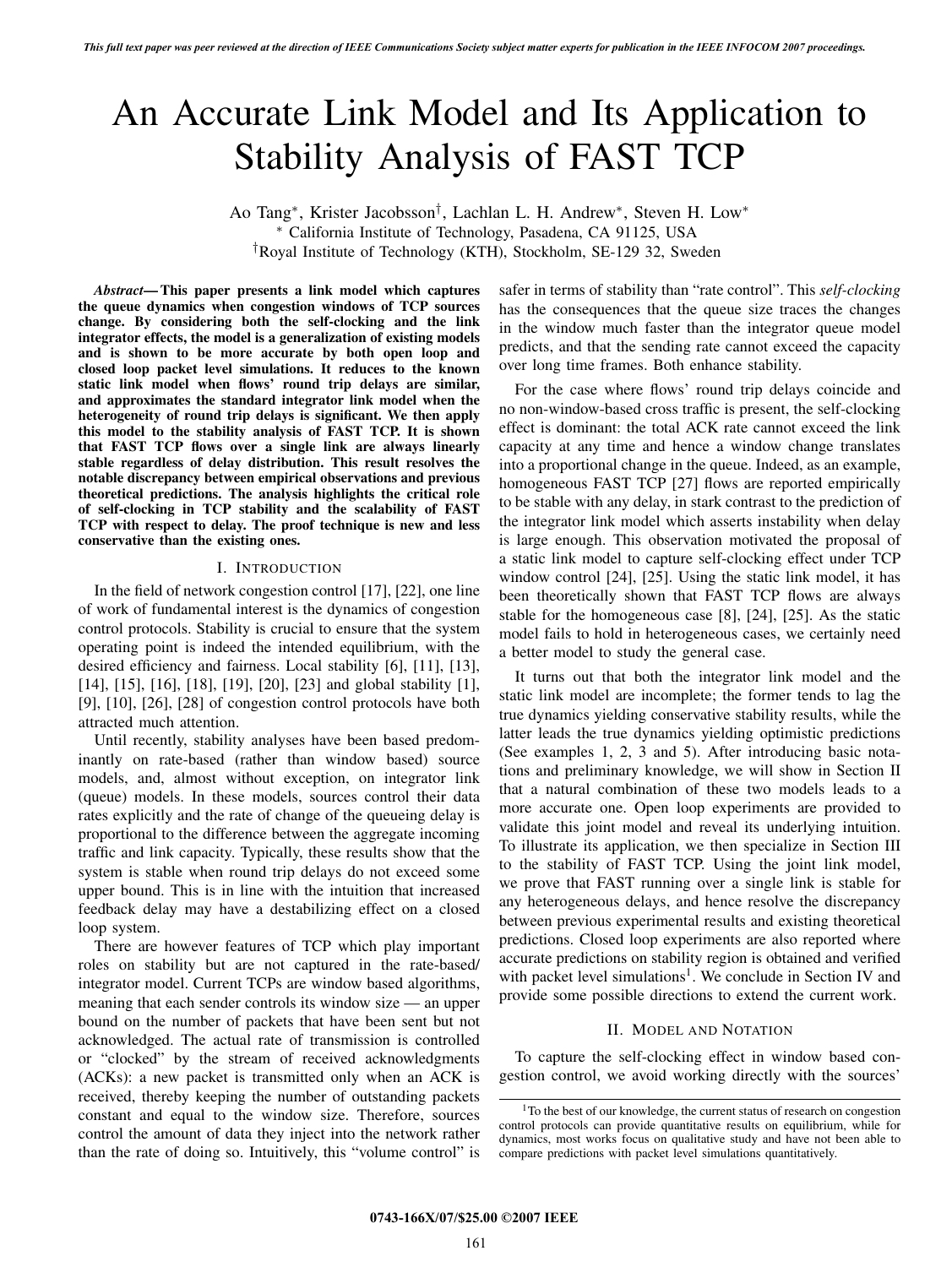# An Accurate Link Model and Its Application to Stability Analysis of FAST TCP

Ao Tang*, Krister Jacobsson†, Lachlan L. H. Andrew*, Steven H. Low*

* California Institute of Technology, Pasadena, CA 91125, USA

†Royal Institute of Technology (KTH), Stockholm, SE-129 32, Sweden

***Abstract*— This paper presents a link model which captures the queue dynamics when congestion windows of TCP sources change. By considering both the self-clocking and the link integrator effects, the model is a generalization of existing models and is shown to be more accurate by both open loop and closed loop packet level simulations. It reduces to the known static link model when flows' round trip delays are similar, and approximates the standard integrator link model when the heterogeneity of round trip delays is significant. We then apply this model to the stability analysis of FAST TCP. It is shown that FAST TCP flows over a single link are always linearly stable regardless of delay distribution. This result resolves the notable discrepancy between empirical observations and previous theoretical predictions. The analysis highlights the critical role of self-clocking in TCP stability and the scalability of FAST TCP with respect to delay. The proof technique is new and less conservative than the existing ones.**

## I. Introduction

In the field of network congestion control [17], [22], one line of work of fundamental interest is the dynamics of congestion control protocols. Stability is crucial to ensure that the system operating point is indeed the intended equilibrium, with the desired efficiency and fairness. Local stability [6], [11], [13], [14], [15], [16], [18], [19], [20], [23] and global stability [1], [9], [10], [26], [28] of congestion control protocols have both attracted much attention.

Until recently, stability analyses have been based predominantly on rate-based (rather than window based) source models, and, almost without exception, on integrator link (queue) models. In these models, sources control their data rates explicitly and the rate of change of the queueing delay is proportional to the difference between the aggregate incoming traffic and link capacity. Typically, these results show that the system is stable when round trip delays do not exceed some upper bound. This is in line with the intuition that increased feedback delay may have a destabilizing effect on a closed loop system.

There are however features of TCP which play important roles on stability but are not captured in the rate-based/integrator model. Current TCPs are window based algorithms, meaning that each sender controls its window size — an upper bound on the number of packets that have been sent but not acknowledged. The actual rate of transmission is controlled or "clocked" by the stream of received acknowledgments (ACKs): a new packet is transmitted only when an ACK is received, thereby keeping the number of outstanding packets constant and equal to the window size. Therefore, sources control the amount of data they inject into the network rather than the rate of doing so. Intuitively, this "volume control" is safer in terms of stability than "rate control". This *self-clocking* has the consequences that the queue size traces the changes in the window much faster than the integrator queue model predicts, and that the sending rate cannot exceed the capacity over long time frames. Both enhance stability.

For the case where flows' round trip delays coincide and no non-window-based cross traffic is present, the self-clocking effect is dominant: the total ACK rate cannot exceed the link capacity at any time and hence a window change translates into a proportional change in the queue. Indeed, as an example, homogeneous FAST TCP [27] flows are reported empirically to be stable with any delay, in stark contrast to the prediction of the integrator link model which asserts instability when delay is large enough. This observation motivated the proposal of a static link model to capture self-clocking effect under TCP window control [24], [25]. Using the static link model, it has been theoretically shown that FAST TCP flows are always stable for the homogeneous case [8], [24], [25]. As the static model fails to hold in heterogeneous cases, we certainly need a better model to study the general case.

It turns out that both the integrator link model and the static link model are incomplete; the former tends to lag the true dynamics yielding conservative stability results, while the latter leads the true dynamics yielding optimistic predictions (See examples 1, 2, 3 and 5). After introducing basic notations and preliminary knowledge, we will show in Section II that a natural combination of these two models leads to a more accurate one. Open loop experiments are provided to validate this joint model and reveal its underlying intuition. To illustrate its application, we then specialize in Section III to the stability of FAST TCP. Using the joint link model, we prove that FAST running over a single link is stable for any heterogeneous delays, and hence resolve the discrepancy between previous experimental results and existing theoretical predictions. Closed loop experiments are also reported where accurate predictions on stability region is obtained and verified with packet level simulations[1]. We conclude in Section IV and provide some possible directions to extend the current work.

## II. Model and Notation

To capture the self-clocking effect in window based congestion control, we avoid working directly with the sources'

[1] To the best of our knowledge, the current status of research on congestion control protocols can provide quantitative results on equilibrium, while for dynamics, most works focus on qualitative study and have not been able to compare predictions with packet level simulations quantitatively.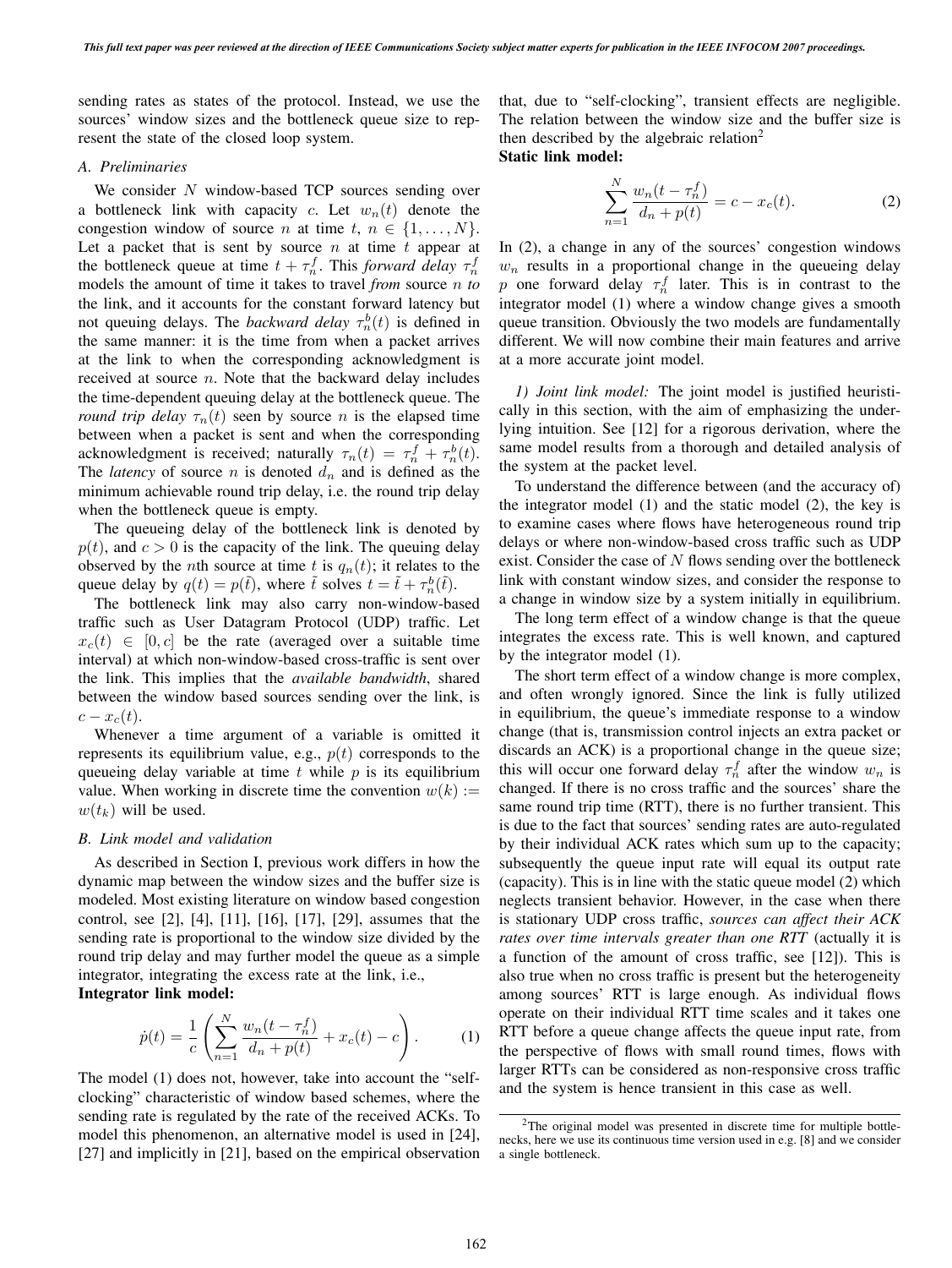sending rates as states of the protocol. Instead, we use the sources' window sizes and the bottleneck queue size to represent the state of the closed loop system.

### A. Preliminaries

We consider $N$ window-based TCP sources sending over a bottleneck link with capacity $c$. Let $w_n(t)$ denote the congestion window of source $n$ at time $t$, $n \in \{1, \ldots, N\}$. Let a packet that is sent by source $n$ at time $t$ appear at the bottleneck queue at time $t + \tau_n^f$. This *forward delay* $\tau_n^f$ models the amount of time it takes to travel *from* source $n$ *to* the link, and it accounts for the constant forward latency but not queuing delays. The *backward delay* $\tau_n^b(t)$ is defined in the same manner: it is the time from when a packet arrives at the link to when the corresponding acknowledgment is received at source $n$. Note that the backward delay includes the time-dependent queuing delay at the bottleneck queue. The *round trip delay* $\tau_n(t)$ seen by source $n$ is the elapsed time between when a packet is sent and when the corresponding acknowledgment is received; naturally $\tau_n(t) = \tau_n^f + \tau_n^b(t)$. The *latency* of source $n$ is denoted $d_n$ and is defined as the minimum achievable round trip delay, i.e. the round trip delay when the bottleneck queue is empty.

The queueing delay of the bottleneck link is denoted by $p(t)$, and $c > 0$ is the capacity of the link. The queuing delay observed by the $n$th source at time $t$ is $q_n(t)$; it relates to the queue delay by $q(t) = p(\tilde{t})$, where $\tilde{t}$ solves $t = \tilde{t} + \tau_n^b(\tilde{t})$.

The bottleneck link may also carry non-window-based traffic such as User Datagram Protocol (UDP) traffic. Let $x_c(t) \in [0, c]$ be the rate (averaged over a suitable time interval) at which non-window-based cross-traffic is sent over the link. This implies that the *available bandwidth*, shared between the window based sources sending over the link, is $c - x_c(t)$.

Whenever a time argument of a variable is omitted it represents its equilibrium value, e.g., $p(t)$ corresponds to the queueing delay variable at time $t$ while $p$ is its equilibrium value. When working in discrete time the convention $w(k) := w(t_k)$ will be used.

### B. Link model and validation

As described in Section I, previous work differs in how the dynamic map between the window sizes and the buffer size is modeled. Most existing literature on window based congestion control, see [2], [4], [11], [16], [17], [29], assumes that the sending rate is proportional to the window size divided by the round trip delay and may further model the queue as a simple integrator, integrating the excess rate at the link, i.e.,

**Integrator link model:**

$$\dot{p}(t) = \frac{1}{c}\left(\sum_{n=1}^{N} \frac{w_n(t - \tau_n^f)}{d_n + p(t)} + x_c(t) - c\right). \tag{1}$$

The model (1) does not, however, take into account the "self-clocking" characteristic of window based schemes, where the sending rate is regulated by the rate of the received ACKs. To model this phenomenon, an alternative model is used in [24], [27] and implicitly in [21], based on the empirical observation that, due to "self-clocking", transient effects are negligible. The relation between the window size and the buffer size is then described by the algebraic relation[2]

**Static link model:**

$$\sum_{n=1}^{N} \frac{w_n(t - \tau_n^f)}{d_n + p(t)} = c - x_c(t). \tag{2}$$

In (2), a change in any of the sources' congestion windows $w_n$ results in a proportional change in the queueing delay $p$ one forward delay $\tau_n^f$ later. This is in contrast to the integrator model (1) where a window change gives a smooth queue transition. Obviously the two models are fundamentally different. We will now combine their main features and arrive at a more accurate joint model.

*1) Joint link model:* The joint model is justified heuristically in this section, with the aim of emphasizing the underlying intuition. See [12] for a rigorous derivation, where the same model results from a thorough and detailed analysis of the system at the packet level.

To understand the difference between (and the accuracy of) the integrator model (1) and the static model (2), the key is to examine cases where flows have heterogeneous round trip delays or where non-window-based cross traffic such as UDP exist. Consider the case of $N$ flows sending over the bottleneck link with constant window sizes, and consider the response to a change in window size by a system initially in equilibrium.

The long term effect of a window change is that the queue integrates the excess rate. This is well known, and captured by the integrator model (1).

The short term effect of a window change is more complex, and often wrongly ignored. Since the link is fully utilized in equilibrium, the queue's immediate response to a window change (that is, transmission control injects an extra packet or discards an ACK) is a proportional change in the queue size; this will occur one forward delay $\tau_n^f$ after the window $w_n$ is changed. If there is no cross traffic and the sources' share the same round trip time (RTT), there is no further transient. This is due to the fact that sources' sending rates are auto-regulated by their individual ACK rates which sum up to the capacity; subsequently the queue input rate will equal its output rate (capacity). This is in line with the static queue model (2) which neglects transient behavior. However, in the case when there is stationary UDP cross traffic, *sources can affect their ACK rates over time intervals greater than one RTT* (actually it is a function of the amount of cross traffic, see [12]). This is also true when no cross traffic is present but the heterogeneity among sources' RTT is large enough. As individual flows operate on their individual RTT time scales and it takes one RTT before a queue change affects the queue input rate, from the perspective of flows with small round times, flows with larger RTTs can be considered as non-responsive cross traffic and the system is hence transient in this case as well.

[2] The original model was presented in discrete time for multiple bottlenecks, here we use its continuous time version used in e.g. [8] and we consider a single bottleneck.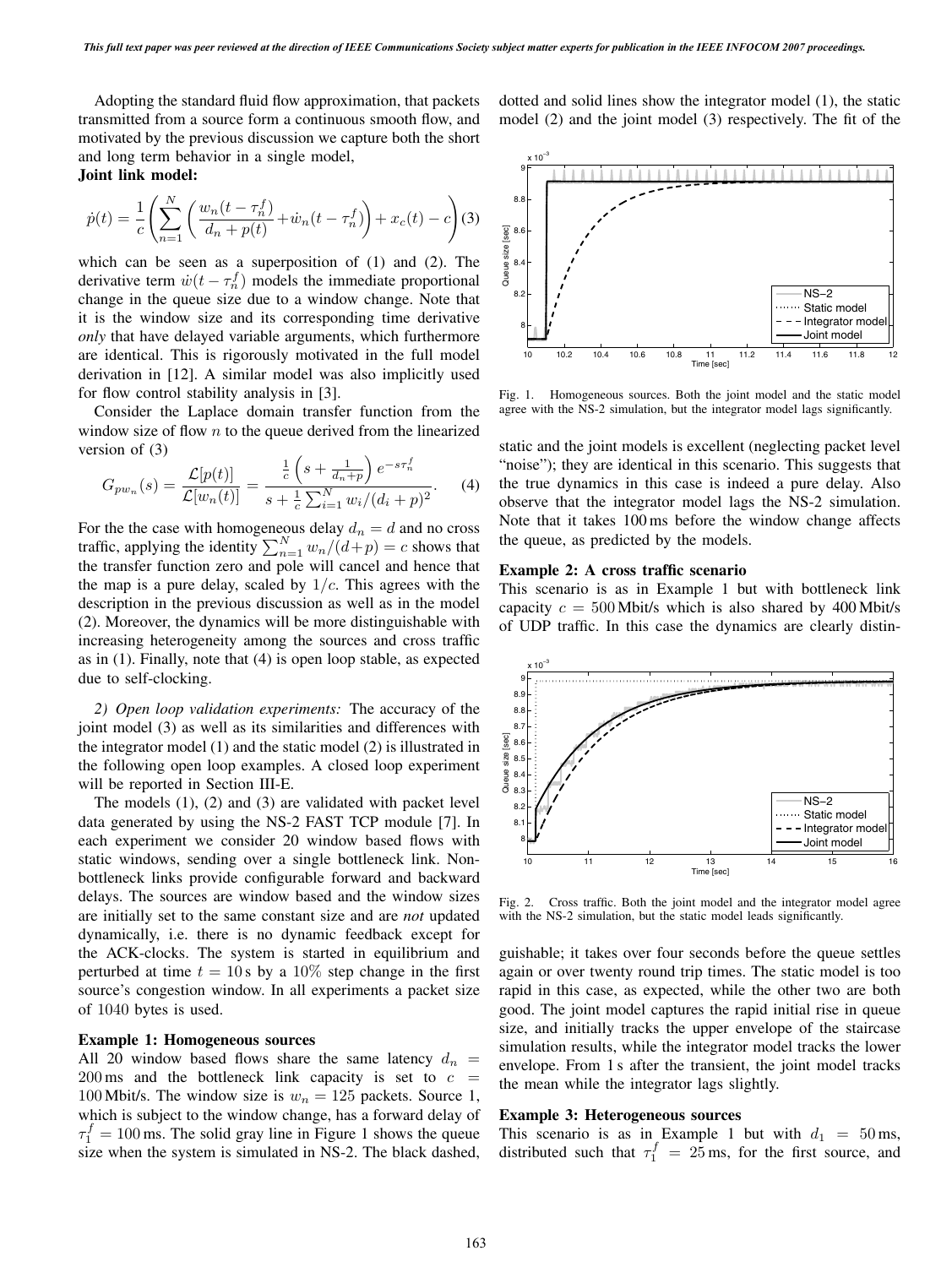Adopting the standard fluid flow approximation, that packets transmitted from a source form a continuous smooth flow, and motivated by the previous discussion we capture both the short and long term behavior in a single model,

**Joint link model:**

$$\dot{p}(t) = \frac{1}{c}\left(\sum_{n=1}^{N}\left(\frac{w_n(t-\tau_n^f)}{d_n+p(t)} + \dot{w}_n(t-\tau_n^f)\right) + x_c(t) - c\right) \quad (3)$$

which can be seen as a superposition of (1) and (2). The derivative term $\dot{w}(t-\tau_n^f)$ models the immediate proportional change in the queue size due to a window change. Note that it is the window size and its corresponding time derivative *only* that have delayed variable arguments, which furthermore are identical. This is rigorously motivated in the full model derivation in [12]. A similar model was also implicitly used for flow control stability analysis in [3].

Consider the Laplace domain transfer function from the window size of flow $n$ to the queue derived from the linearized version of (3)

$$G_{pw_n}(s) = \frac{\mathcal{L}[p(t)]}{\mathcal{L}[w_n(t)]} = \frac{\frac{1}{c}\left(s + \frac{1}{d_n+p}\right)e^{-s\tau_n^f}}{s + \frac{1}{c}\sum_{i=1}^{N} w_i/(d_i+p)^2}. \quad (4)$$

For the the case with homogeneous delay $d_n = d$ and no cross traffic, applying the identity $\sum_{n=1}^{N} w_n/(d+p) = c$ shows that the transfer function zero and pole will cancel and hence that the map is a pure delay, scaled by $1/c$. This agrees with the description in the previous discussion as well as in the model (2). Moreover, the dynamics will be more distinguishable with increasing heterogeneity among the sources and cross traffic as in (1). Finally, note that (4) is open loop stable, as expected due to self-clocking.

*2) Open loop validation experiments:* The accuracy of the joint model (3) as well as its similarities and differences with the integrator model (1) and the static model (2) is illustrated in the following open loop examples. A closed loop experiment will be reported in Section III-E.

The models (1), (2) and (3) are validated with packet level data generated by using the NS-2 FAST TCP module [7]. In each experiment we consider 20 window based flows with static windows, sending over a single bottleneck link. Non-bottleneck links provide configurable forward and backward delays. The sources are window based and the window sizes are initially set to the same constant size and are *not* updated dynamically, i.e. there is no dynamic feedback except for the ACK-clocks. The system is started in equilibrium and perturbed at time $t = 10$ s by a 10% step change in the first source's congestion window. In all experiments a packet size of 1040 bytes is used.

**Example 1: Homogeneous sources**

All 20 window based flows share the same latency $d_n = 200$ ms and the bottleneck link capacity is set to $c = 100$ Mbit/s. The window size is $w_n = 125$ packets. Source 1, which is subject to the window change, has a forward delay of $\tau_1^f = 100$ ms. The solid gray line in Figure 1 shows the queue size when the system is simulated in NS-2. The black dashed, dotted and solid lines show the integrator model (1), the static model (2) and the joint model (3) respectively. The fit of the static and the joint models is excellent (neglecting packet level "noise"); they are identical in this scenario. This suggests that the true dynamics in this case is indeed a pure delay. Also observe that the integrator model lags the NS-2 simulation. Note that it takes 100 ms before the window change affects the queue, as predicted by the models.

Fig. 1. Homogeneous sources. Both the joint model and the static model agree with the NS-2 simulation, but the integrator model lags significantly.

**Example 2: A cross traffic scenario**

This scenario is as in Example 1 but with bottleneck link capacity $c = 500$ Mbit/s which is also shared by 400 Mbit/s of UDP traffic. In this case the dynamics are clearly distinguishable; it takes over four seconds before the queue settles again or over twenty round trip times. The static model is too rapid in this case, as expected, while the other two are both good. The joint model captures the rapid initial rise in queue size, and initially tracks the upper envelope of the staircase simulation results, while the integrator model tracks the lower envelope. From 1 s after the transient, the joint model tracks the mean while the integrator lags slightly.

Fig. 2. Cross traffic. Both the joint model and the integrator model agree with the NS-2 simulation, but the static model leads significantly.

**Example 3: Heterogeneous sources**

This scenario is as in Example 1 but with $d_1 = 50$ ms, distributed such that $\tau_1^f = 25$ ms, for the first source, and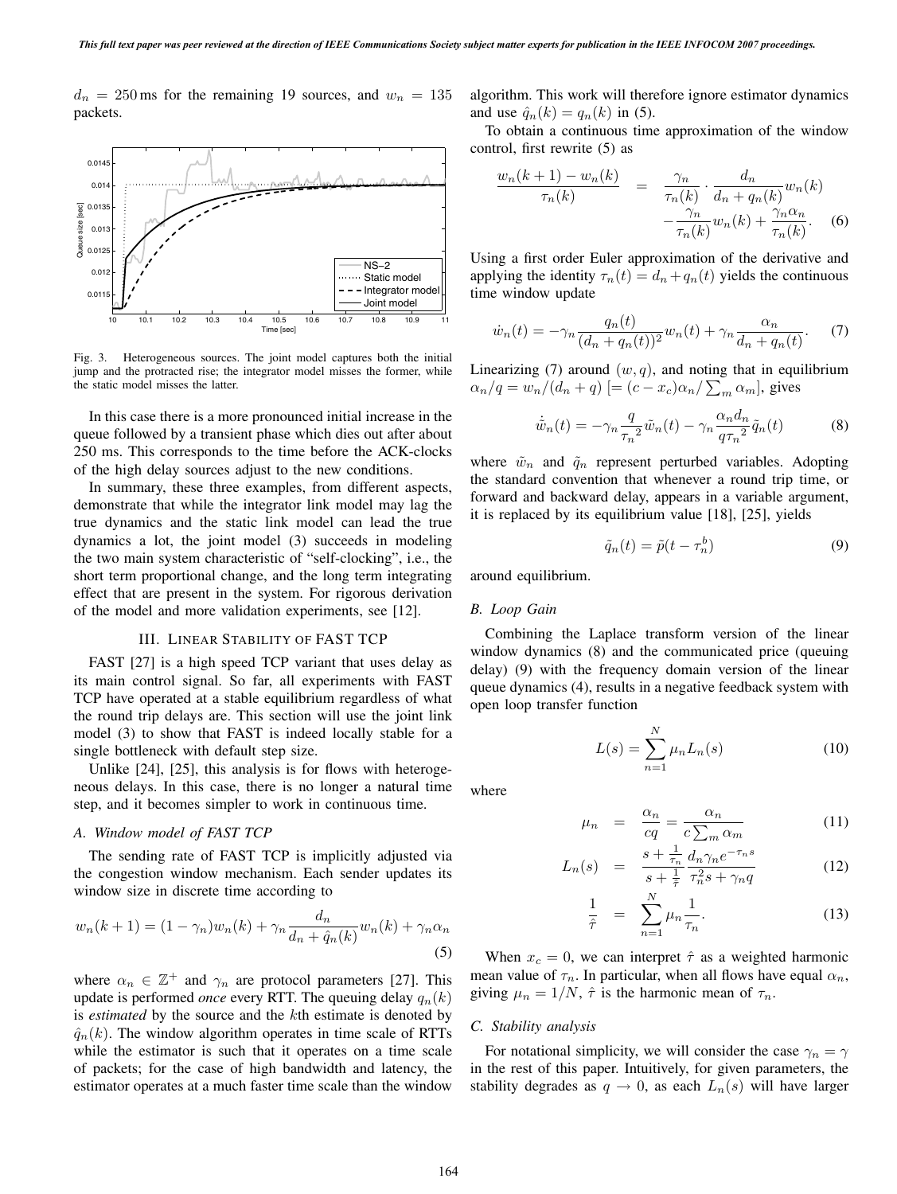$d_n = 250\,\text{ms}$ for the remaining 19 sources, and $w_n = 135$ packets.

Fig. 3. Heterogeneous sources. The joint model captures both the initial jump and the protracted rise; the integrator model misses the former, while the static model misses the latter.

In this case there is a more pronounced initial increase in the queue followed by a transient phase which dies out after about 250 ms. This corresponds to the time before the ACK-clocks of the high delay sources adjust to the new conditions.

In summary, these three examples, from different aspects, demonstrate that while the integrator link model may lag the true dynamics and the static link model can lead the true dynamics a lot, the joint model (3) succeeds in modeling the two main system characteristic of "self-clocking", i.e., the short term proportional change, and the long term integrating effect that are present in the system. For rigorous derivation of the model and more validation experiments, see [12].

## III. Linear Stability of FAST TCP

FAST [27] is a high speed TCP variant that uses delay as its main control signal. So far, all experiments with FAST TCP have operated at a stable equilibrium regardless of what the round trip delays are. This section will use the joint link model (3) to show that FAST is indeed locally stable for a single bottleneck with default step size.

Unlike [24], [25], this analysis is for flows with heterogeneous delays. In this case, there is no longer a natural time step, and it becomes simpler to work in continuous time.

### A. Window model of FAST TCP

The sending rate of FAST TCP is implicitly adjusted via the congestion window mechanism. Each sender updates its window size in discrete time according to

$$w_n(k+1) = (1-\gamma_n)w_n(k) + \gamma_n \frac{d_n}{d_n + \hat{q}_n(k)} w_n(k) + \gamma_n \alpha_n \tag{5}$$

where $\alpha_n \in \mathbb{Z}^+$ and $\gamma_n$ are protocol parameters [27]. This update is performed *once* every RTT. The queuing delay $q_n(k)$ is *estimated* by the source and the $k$th estimate is denoted by $\hat{q}_n(k)$. The window algorithm operates in time scale of RTTs while the estimator is such that it operates on a time scale of packets; for the case of high bandwidth and latency, the estimator operates at a much faster time scale than the window algorithm. This work will therefore ignore estimator dynamics and use $\hat{q}_n(k) = q_n(k)$ in (5).

To obtain a continuous time approximation of the window control, first rewrite (5) as

$$\begin{aligned}\frac{w_n(k+1) - w_n(k)}{\tau_n(k)} &= \frac{\gamma_n}{\tau_n(k)} \cdot \frac{d_n}{d_n + q_n(k)} w_n(k) \\ &\quad - \frac{\gamma_n}{\tau_n(k)} w_n(k) + \frac{\gamma_n \alpha_n}{\tau_n(k)}. \end{aligned} \tag{6}$$

Using a first order Euler approximation of the derivative and applying the identity $\tau_n(t) = d_n + q_n(t)$ yields the continuous time window update

$$\dot{w}_n(t) = -\gamma_n \frac{q_n(t)}{(d_n + q_n(t))^2} w_n(t) + \gamma_n \frac{\alpha_n}{d_n + q_n(t)}. \tag{7}$$

Linearizing (7) around $(w, q)$, and noting that in equilibrium $\alpha_n/q = w_n/(d_n + q)$ $[= (c - x_c)\alpha_n / \sum_m \alpha_m]$, gives

$$\dot{\tilde{w}}_n(t) = -\gamma_n \frac{q}{{\tau_n}^2} \tilde{w}_n(t) - \gamma_n \frac{\alpha_n d_n}{q {\tau_n}^2} \tilde{q}_n(t) \tag{8}$$

where $\tilde{w}_n$ and $\tilde{q}_n$ represent perturbed variables. Adopting the standard convention that whenever a round trip time, or forward and backward delay, appears in a variable argument, it is replaced by its equilibrium value [18], [25], yields

$$\tilde{q}_n(t) = \tilde{p}(t - \tau_n^b) \tag{9}$$

around equilibrium.

### B. Loop Gain

Combining the Laplace transform version of the linear window dynamics (8) and the communicated price (queuing delay) (9) with the frequency domain version of the linear queue dynamics (4), results in a negative feedback system with open loop transfer function

$$L(s) = \sum_{n=1}^{N} \mu_n L_n(s) \tag{10}$$

where

$$\mu_n = \frac{\alpha_n}{cq} = \frac{\alpha_n}{c \sum_m \alpha_m} \tag{11}$$

$$L_n(s) = \frac{s + \frac{1}{\tau_n}}{s + \frac{1}{\hat{\tau}}} \frac{d_n \gamma_n e^{-\tau_n s}}{\tau_n^2 s + \gamma_n q} \tag{12}$$

$$\frac{1}{\hat{\tau}} = \sum_{n=1}^{N} \mu_n \frac{1}{\tau_n}. \tag{13}$$

When $x_c = 0$, we can interpret $\hat{\tau}$ as a weighted harmonic mean value of $\tau_n$. In particular, when all flows have equal $\alpha_n$, giving $\mu_n = 1/N$, $\hat{\tau}$ is the harmonic mean of $\tau_n$.

### C. Stability analysis

For notational simplicity, we will consider the case $\gamma_n = \gamma$ in the rest of this paper. Intuitively, for given parameters, the stability degrades as $q \to 0$, as each $L_n(s)$ will have larger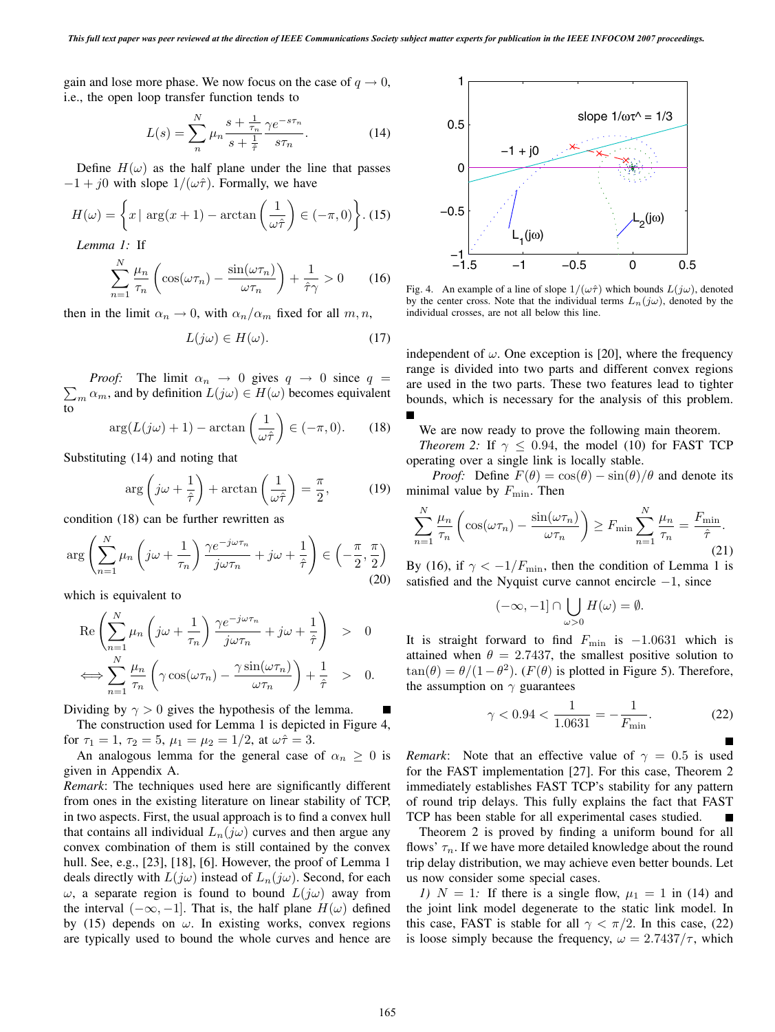gain and lose more phase. We now focus on the case of $q \to 0$, i.e., the open loop transfer function tends to

$$L(s) = \sum_{n}^{N} \mu_n \frac{s + \frac{1}{\tau_n}}{s + \frac{1}{\hat{\tau}}} \frac{\gamma e^{-s\tau_n}}{s\tau_n}. \tag{14}$$

Define $H(\omega)$ as the half plane under the line that passes $-1 + j0$ with slope $1/(\omega\hat{\tau})$. Formally, we have

$$H(\omega) = \left\{ x \mid \arg(x+1) - \arctan\left(\frac{1}{\omega\hat{\tau}}\right) \in (-\pi, 0) \right\}. \tag{15}$$

*Lemma 1:* If

$$\sum_{n=1}^{N} \frac{\mu_n}{\tau_n} \left( \cos(\omega\tau_n) - \frac{\sin(\omega\tau_n)}{\omega\tau_n} \right) + \frac{1}{\hat{\tau}\gamma} > 0 \tag{16}$$

then in the limit $\alpha_n \to 0$, with $\alpha_n/\alpha_m$ fixed for all $m, n$,

$$L(j\omega) \in H(\omega). \tag{17}$$

*Proof:* The limit $\alpha_n \to 0$ gives $q \to 0$ since $q = \sum_m \alpha_m$, and by definition $L(j\omega) \in H(\omega)$ becomes equivalent to

$$\arg(L(j\omega) + 1) - \arctan\left(\frac{1}{\omega\hat{\tau}}\right) \in (-\pi, 0). \tag{18}$$

Substituting (14) and noting that

$$\arg\left(j\omega + \frac{1}{\hat{\tau}}\right) + \arctan\left(\frac{1}{\omega\hat{\tau}}\right) = \frac{\pi}{2}, \tag{19}$$

condition (18) can be further rewritten as

$$\arg\left( \sum_{n=1}^{N} \mu_n \left( j\omega + \frac{1}{\tau_n} \right) \frac{\gamma e^{-j\omega\tau_n}}{j\omega\tau_n} + j\omega + \frac{1}{\hat{\tau}} \right) \in \left( -\frac{\pi}{2}, \frac{\pi}{2} \right) \tag{20}$$

which is equivalent to

$$\begin{aligned} &\mathrm{Re}\left( \sum_{n=1}^{N} \mu_n \left( j\omega + \frac{1}{\tau_n} \right) \frac{\gamma e^{-j\omega\tau_n}}{j\omega\tau_n} + j\omega + \frac{1}{\hat{\tau}} \right) > 0 \\ \iff &\sum_{n=1}^{N} \frac{\mu_n}{\tau_n} \left( \gamma\cos(\omega\tau_n) - \frac{\gamma\sin(\omega\tau_n)}{\omega\tau_n} \right) + \frac{1}{\hat{\tau}} > 0. \end{aligned}$$

Dividing by $\gamma > 0$ gives the hypothesis of the lemma. ∎

The construction used for Lemma 1 is depicted in Figure 4, for $\tau_1 = 1$, $\tau_2 = 5$, $\mu_1 = \mu_2 = 1/2$, at $\omega\hat{\tau} = 3$.

An analogous lemma for the general case of $\alpha_n \geq 0$ is given in Appendix A.

*Remark*: The techniques used here are significantly different from ones in the existing literature on linear stability of TCP, in two aspects. First, the usual approach is to find a convex hull that contains all individual $L_n(j\omega)$ curves and then argue any convex combination of them is still contained by the convex hull. See, e.g., [23], [18], [6]. However, the proof of Lemma 1 deals directly with $L(j\omega)$ instead of $L_n(j\omega)$. Second, for each $\omega$, a separate region is found to bound $L(j\omega)$ away from the interval $(-\infty, -1]$. That is, the half plane $H(\omega)$ defined by (15) depends on $\omega$. In existing works, convex regions are typically used to bound the whole curves and hence are independent of $\omega$. One exception is [20], where the frequency range is divided into two parts and different convex regions are used in the two parts. These two features lead to tighter bounds, which is necessary for the analysis of this problem. ∎

Fig. 4. An example of a line of slope $1/(\omega\hat{\tau})$ which bounds $L(j\omega)$, denoted by the center cross. Note that the individual terms $L_n(j\omega)$, denoted by the individual crosses, are not all below this line.

We are now ready to prove the following main theorem.

*Theorem 2:* If $\gamma \leq 0.94$, the model (10) for FAST TCP operating over a single link is locally stable.

*Proof:* Define $F(\theta) = \cos(\theta) - \sin(\theta)/\theta$ and denote its minimal value by $F_{\min}$. Then

$$\sum_{n=1}^{N} \frac{\mu_n}{\tau_n} \left( \cos(\omega\tau_n) - \frac{\sin(\omega\tau_n)}{\omega\tau_n} \right) \geq F_{\min} \sum_{n=1}^{N} \frac{\mu_n}{\tau_n} = \frac{F_{\min}}{\hat{\tau}}. \tag{21}$$

By (16), if $\gamma < -1/F_{\min}$, then the condition of Lemma 1 is satisfied and the Nyquist curve cannot encircle $-1$, since

$$(-\infty, -1] \cap \bigcup_{\omega > 0} H(\omega) = \emptyset.$$

It is straight forward to find $F_{\min}$ is $-1.0631$ which is attained when $\theta = 2.7437$, the smallest positive solution to $\tan(\theta) = \theta/(1-\theta^2)$. ($F(\theta)$ is plotted in Figure 5). Therefore, the assumption on $\gamma$ guarantees

$$\gamma < 0.94 < \frac{1}{1.0631} = -\frac{1}{F_{\min}}. \tag{22}$$

∎

*Remark*: Note that an effective value of $\gamma = 0.5$ is used for the FAST implementation [27]. For this case, Theorem 2 immediately establishes FAST TCP's stability for any pattern of round trip delays. This fully explains the fact that FAST TCP has been stable for all experimental cases studied. ∎

Theorem 2 is proved by finding a uniform bound for all flows' $\tau_n$. If we have more detailed knowledge about the round trip delay distribution, we may achieve even better bounds. Let us now consider some special cases.

*1) $N = 1$:* If there is a single flow, $\mu_1 = 1$ in (14) and the joint link model degenerate to the static link model. In this case, FAST is stable for all $\gamma < \pi/2$. In this case, (22) is loose simply because the frequency, $\omega = 2.7437/\tau$, which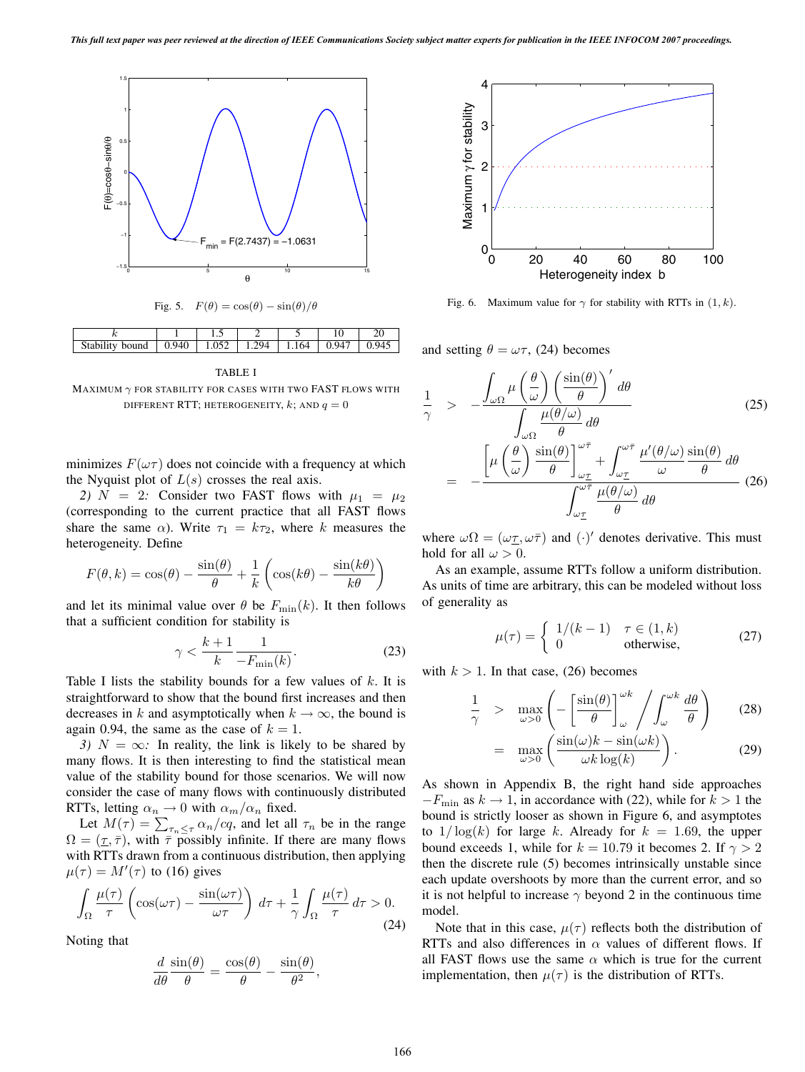Fig. 5. $F(\theta) = \cos(\theta) - \sin(\theta)/\theta$

Fig. 6. Maximum value for $\gamma$ for stability with RTTs in $(1, k)$.

| $k$ | 1 | 1.5 | 2 | 5 | 10 | 20 |
|---|---|---|---|---|---|---|
| Stability bound | 0.940 | 1.052 | 1.294 | 1.164 | 0.947 | 0.945 |

TABLE I

MAXIMUM $\gamma$ FOR STABILITY FOR CASES WITH TWO FAST FLOWS WITH DIFFERENT RTT; HETEROGENEITY, $k$; AND $q = 0$

minimizes $F(\omega\tau)$ does not coincide with a frequency at which the Nyquist plot of $L(s)$ crosses the real axis.

*2) $N = 2$:* Consider two FAST flows with $\mu_1 = \mu_2$ (corresponding to the current practice that all FAST flows share the same $\alpha$). Write $\tau_1 = k\tau_2$, where $k$ measures the heterogeneity. Define

$$F(\theta, k) = \cos(\theta) - \frac{\sin(\theta)}{\theta} + \frac{1}{k}\left(\cos(k\theta) - \frac{\sin(k\theta)}{k\theta}\right)$$

and let its minimal value over $\theta$ be $F_{\min}(k)$. It then follows that a sufficient condition for stability is

$$\gamma < \frac{k+1}{k}\frac{1}{-F_{\min}(k)}. \tag{23}$$

Table I lists the stability bounds for a few values of $k$. It is straightforward to show that the bound first increases and then decreases in $k$ and asymptotically when $k \to \infty$, the bound is again 0.94, the same as the case of $k = 1$.

*3) $N = \infty$:* In reality, the link is likely to be shared by many flows. It is then interesting to find the statistical mean value of the stability bound for those scenarios. We will now consider the case of many flows with continuously distributed RTTs, letting $\alpha_n \to 0$ with $\alpha_m/\alpha_n$ fixed.

Let $M(\tau) = \sum_{\tau_n \le \tau} \alpha_n/cq$, and let all $\tau_n$ be in the range $\Omega = (\underline{\tau}, \bar{\tau})$, with $\bar{\tau}$ possibly infinite. If there are many flows with RTTs drawn from a continuous distribution, then applying $\mu(\tau) = M'(\tau)$ to (16) gives

$$\int_\Omega \frac{\mu(\tau)}{\tau}\left(\cos(\omega\tau) - \frac{\sin(\omega\tau)}{\omega\tau}\right) d\tau + \frac{1}{\gamma}\int_\Omega \frac{\mu(\tau)}{\tau}\, d\tau > 0. \tag{24}$$

Noting that

$$\frac{d}{d\theta}\frac{\sin(\theta)}{\theta} = \frac{\cos(\theta)}{\theta} - \frac{\sin(\theta)}{\theta^2},$$

and setting $\theta = \omega\tau$, (24) becomes

$$\frac{1}{\gamma} > -\frac{\displaystyle\int_{\omega\Omega} \mu\left(\frac{\theta}{\omega}\right)\left(\frac{\sin(\theta)}{\theta}\right)' d\theta}{\displaystyle\int_{\omega\Omega} \frac{\mu(\theta/\omega)}{\theta}\, d\theta} \tag{25}$$

$$= -\frac{\displaystyle\left[\mu\left(\frac{\theta}{\omega}\right)\frac{\sin(\theta)}{\theta}\right]_{\omega\underline{\tau}}^{\omega\bar{\tau}} + \int_{\omega\underline{\tau}}^{\omega\bar{\tau}} \frac{\mu'(\theta/\omega)}{\omega}\frac{\sin(\theta)}{\theta}\, d\theta}{\displaystyle\int_{\omega\underline{\tau}}^{\omega\bar{\tau}} \frac{\mu(\theta/\omega)}{\theta}\, d\theta} \tag{26}$$

where $\omega\Omega = (\omega\underline{\tau}, \omega\bar{\tau})$ and $(\cdot)'$ denotes derivative. This must hold for all $\omega > 0$.

As an example, assume RTTs follow a uniform distribution. As units of time are arbitrary, this can be modeled without loss of generality as

$$\mu(\tau) = \begin{cases} 1/(k-1) & \tau \in (1, k) \\ 0 & \text{otherwise,} \end{cases} \tag{27}$$

with $k > 1$. In that case, (26) becomes

$$\frac{1}{\gamma} > \max_{\omega > 0}\left(-\left[\frac{\sin(\theta)}{\theta}\right]_\omega^{\omega k} \Bigg/ \int_\omega^{\omega k} \frac{d\theta}{\theta}\right) \tag{28}$$

$$= \max_{\omega > 0}\left(\frac{\sin(\omega)k - \sin(\omega k)}{\omega k \log(k)}\right). \tag{29}$$

As shown in Appendix B, the right hand side approaches $-F_{\min}$ as $k \to 1$, in accordance with (22), while for $k > 1$ the bound is strictly looser as shown in Figure 6, and asymptotes to $1/\log(k)$ for large $k$. Already for $k = 1.69$, the upper bound exceeds 1, while for $k = 10.79$ it becomes 2. If $\gamma > 2$ then the discrete rule (5) becomes intrinsically unstable since each update overshoots by more than the current error, and so it is not helpful to increase $\gamma$ beyond 2 in the continuous time model.

Note that in this case, $\mu(\tau)$ reflects both the distribution of RTTs and also differences in $\alpha$ values of different flows. If all FAST flows use the same $\alpha$ which is true for the current implementation, then $\mu(\tau)$ is the distribution of RTTs.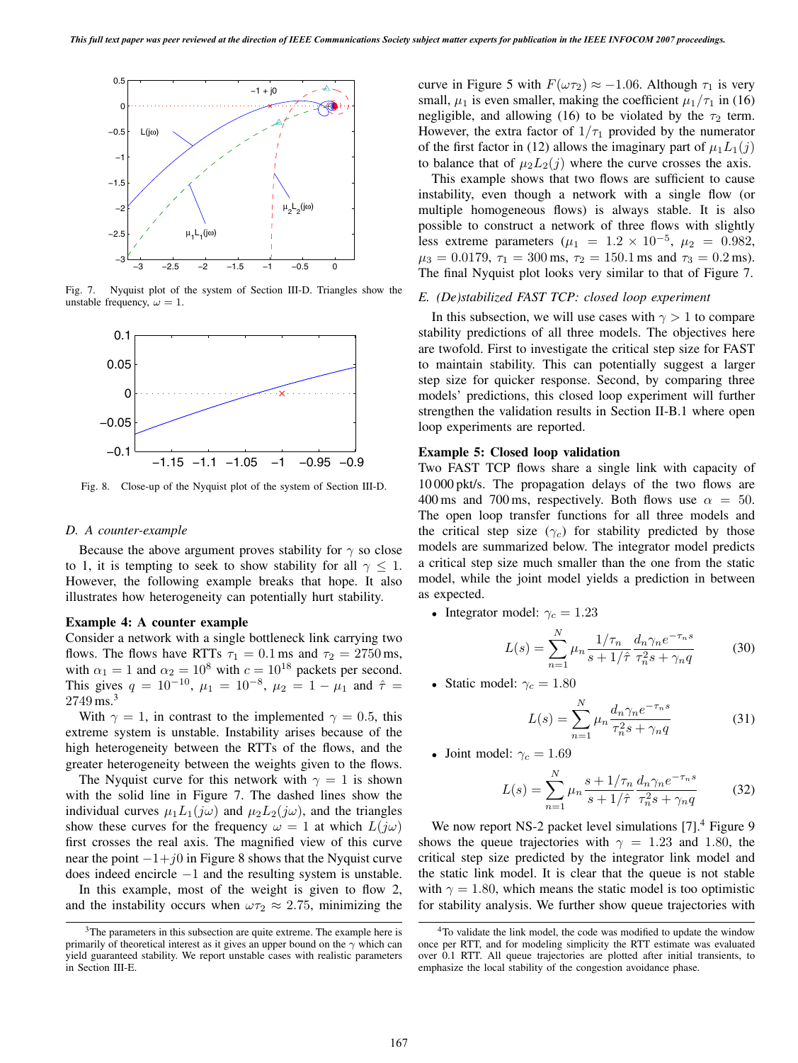Fig. 7. Nyquist plot of the system of Section III-D. Triangles show the unstable frequency, $\omega = 1$.

Fig. 8. Close-up of the Nyquist plot of the system of Section III-D.

### D. A counter-example

Because the above argument proves stability for $\gamma$ so close to 1, it is tempting to seek to show stability for all $\gamma \leq 1$. However, the following example breaks that hope. It also illustrates how heterogeneity can potentially hurt stability.

**Example 4: A counter example**

Consider a network with a single bottleneck link carrying two flows. The flows have RTTs $\tau_1 = 0.1$ ms and $\tau_2 = 2750$ ms, with $\alpha_1 = 1$ and $\alpha_2 = 10^8$ with $c = 10^{18}$ packets per second. This gives $q = 10^{-10}$, $\mu_1 = 10^{-8}$, $\mu_2 = 1 - \mu_1$ and $\hat{\tau} = 2749$ ms.[3]

With $\gamma = 1$, in contrast to the implemented $\gamma = 0.5$, this extreme system is unstable. Instability arises because of the high heterogeneity between the RTTs of the flows, and the greater heterogeneity between the weights given to the flows.

The Nyquist curve for this network with $\gamma = 1$ is shown with the solid line in Figure 7. The dashed lines show the individual curves $\mu_1 L_1(j\omega)$ and $\mu_2 L_2(j\omega)$, and the triangles show these curves for the frequency $\omega = 1$ at which $L(j\omega)$ first crosses the real axis. The magnified view of this curve near the point $-1+j0$ in Figure 8 shows that the Nyquist curve does indeed encircle $-1$ and the resulting system is unstable.

In this example, most of the weight is given to flow 2, and the instability occurs when $\omega\tau_2 \approx 2.75$, minimizing the curve in Figure 5 with $F(\omega\tau_2) \approx -1.06$. Although $\tau_1$ is very small, $\mu_1$ is even smaller, making the coefficient $\mu_1/\tau_1$ in (16) negligible, and allowing (16) to be violated by the $\tau_2$ term. However, the extra factor of $1/\tau_1$ provided by the numerator of the first factor in (12) allows the imaginary part of $\mu_1 L_1(j)$ to balance that of $\mu_2 L_2(j)$ where the curve crosses the axis.

This example shows that two flows are sufficient to cause instability, even though a network with a single flow (or multiple homogeneous flows) is always stable. It is also possible to construct a network of three flows with slightly less extreme parameters ($\mu_1 = 1.2 \times 10^{-5}$, $\mu_2 = 0.982$, $\mu_3 = 0.0179$, $\tau_1 = 300$ ms, $\tau_2 = 150.1$ ms and $\tau_3 = 0.2$ ms). The final Nyquist plot looks very similar to that of Figure 7.

### E. (De)stabilized FAST TCP: closed loop experiment

In this subsection, we will use cases with $\gamma > 1$ to compare stability predictions of all three models. The objectives here are twofold. First to investigate the critical step size for FAST to maintain stability. This can potentially suggest a larger step size for quicker response. Second, by comparing three models' predictions, this closed loop experiment will further strengthen the validation results in Section II-B.1 where open loop experiments are reported.

**Example 5: Closed loop validation**

Two FAST TCP flows share a single link with capacity of 10 000 pkt/s. The propagation delays of the two flows are 400 ms and 700 ms, respectively. Both flows use $\alpha = 50$. The open loop transfer functions for all three models and the critical step size ($\gamma_c$) for stability predicted by those models are summarized below. The integrator model predicts a critical step size much smaller than the one from the static model, while the joint model yields a prediction in between as expected.

- Integrator model: $\gamma_c = 1.23$

$$L(s) = \sum_{n=1}^{N} \mu_n \frac{1/\tau_n}{s + 1/\hat{\tau}} \frac{d_n \gamma_n e^{-\tau_n s}}{\tau_n^2 s + \gamma_n q} \tag{30}$$

- Static model: $\gamma_c = 1.80$

$$L(s) = \sum_{n=1}^{N} \mu_n \frac{d_n \gamma_n e^{-\tau_n s}}{\tau_n^2 s + \gamma_n q} \tag{31}$$

- Joint model: $\gamma_c = 1.69$

$$L(s) = \sum_{n=1}^{N} \mu_n \frac{s + 1/\tau_n}{s + 1/\hat{\tau}} \frac{d_n \gamma_n e^{-\tau_n s}}{\tau_n^2 s + \gamma_n q} \tag{32}$$

We now report NS-2 packet level simulations [7].[4] Figure 9 shows the queue trajectories with $\gamma = 1.23$ and 1.80, the critical step size predicted by the integrator link model and the static link model. It is clear that the queue is not stable with $\gamma = 1.80$, which means the static model is too optimistic for stability analysis. We further show queue trajectories with

---

[3] The parameters in this subsection are quite extreme. The example here is primarily of theoretical interest as it gives an upper bound on the $\gamma$ which can yield guaranteed stability. We report unstable cases with realistic parameters in Section III-E.

[4] To validate the link model, the code was modified to update the window once per RTT, and for modeling simplicity the RTT estimate was evaluated over 0.1 RTT. All queue trajectories are plotted after initial transients, to emphasize the local stability of the congestion avoidance phase.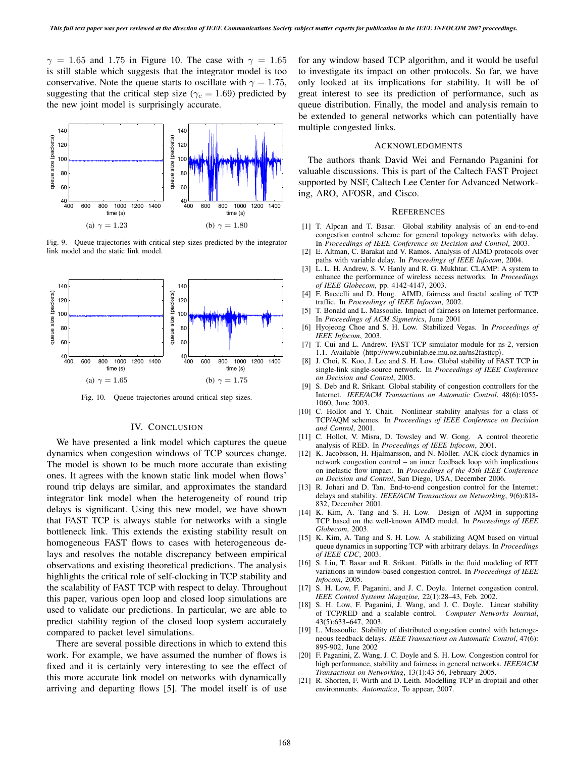$\gamma = 1.65$ and $1.75$ in Figure 10. The case with $\gamma = 1.65$ is still stable which suggests that the integrator model is too conservative. Note the queue starts to oscillate with $\gamma = 1.75$, suggesting that the critical step size ($\gamma_c = 1.69$) predicted by the new joint model is surprisingly accurate.

(a) $\gamma = 1.23$ (b) $\gamma = 1.80$

Fig. 9. Queue trajectories with critical step sizes predicted by the integrator link model and the static link model.

(a) $\gamma = 1.65$ (b) $\gamma = 1.75$

Fig. 10. Queue trajectories around critical step sizes.

## IV. Conclusion

We have presented a link model which captures the queue dynamics when congestion windows of TCP sources change. The model is shown to be much more accurate than existing ones. It agrees with the known static link model when flows' round trip delays are similar, and approximates the standard integrator link model when the heterogeneity of round trip delays is significant. Using this new model, we have shown that FAST TCP is always stable for networks with a single bottleneck link. This extends the existing stability result on homogeneous FAST flows to cases with heterogeneous delays and resolves the notable discrepancy between empirical observations and existing theoretical predictions. The analysis highlights the critical role of self-clocking in TCP stability and the scalability of FAST TCP with respect to delay. Throughout this paper, various open loop and closed loop simulations are used to validate our predictions. In particular, we are able to predict stability region of the closed loop system accurately compared to packet level simulations.

There are several possible directions in which to extend this work. For example, we have assumed the number of flows is fixed and it is certainly very interesting to see the effect of this more accurate link model on networks with dynamically arriving and departing flows [5]. The model itself is of use for any window based TCP algorithm, and it would be useful to investigate its impact on other protocols. So far, we have only looked at its implications for stability. It will be of great interest to see its prediction of performance, such as queue distribution. Finally, the model and analysis remain to be extended to general networks which can potentially have multiple congested links.

## Acknowledgments

The authors thank David Wei and Fernando Paganini for valuable discussions. This is part of the Caltech FAST Project supported by NSF, Caltech Lee Center for Advanced Networking, ARO, AFOSR, and Cisco.

## References

[1] T. Alpcan and T. Basar. Global stability analysis of an end-to-end congestion control scheme for general topology networks with delay. In *Proceedings of IEEE Conference on Decision and Control*, 2003.

[2] E. Altman, C. Barakat and V. Ramos. Analysis of AIMD protocols over paths with variable delay. In *Proceedings of IEEE Infocom*, 2004.

[3] L. L. H. Andrew, S. V. Hanly and R. G. Mukhtar. CLAMP: A system to enhance the performance of wireless access networks. In *Proceedings of IEEE Globecom*, pp. 4142-4147, 2003.

[4] F. Baccelli and D. Hong. AIMD, fairness and fractal scaling of TCP traffic. In *Proceedings of IEEE Infocom*, 2002.

[5] T. Bonald and L. Massoulie. Impact of fairness on Internet performance. In *Proceedings of ACM Sigmetrics*, June 2001

[6] Hyojeong Choe and S. H. Low. Stabilized Vegas. In *Proceedings of IEEE Infocom*, 2003.

[7] T. Cui and L. Andrew. FAST TCP simulator module for ns-2, version 1.1. Available ⟨http://www.cubinlab.ee.mu.oz.au/ns2fasttcp⟩.

[8] J. Choi, K. Koo, J. Lee and S. H. Low. Global stability of FAST TCP in single-link single-source network. In *Proceedings of IEEE Conference on Decision and Control*, 2005.

[9] S. Deb and R. Srikant. Global stability of congestion controllers for the Internet. *IEEE/ACM Transactions on Automatic Control*, 48(6):1055-1060, June 2003.

[10] C. Hollot and Y. Chait. Nonlinear stability analysis for a class of TCP/AQM schemes. In *Proceedings of IEEE Conference on Decision and Control*, 2001.

[11] C. Hollot, V. Misra, D. Towsley and W. Gong. A control theoretic analysis of RED. In *Proceedings of IEEE Infocom*, 2001.

[12] K. Jacobsson, H. Hjalmarsson, and N. Möller. ACK-clock dynamics in network congestion control – an inner feedback loop with implications on inelastic flow impact. In *Proceedings of the 45th IEEE Conference on Decision and Control*, San Diego, USA, December 2006.

[13] R. Johari and D. Tan. End-to-end congestion control for the Internet: delays and stability. *IEEE/ACM Transactions on Networking*, 9(6):818-832, December 2001.

[14] K. Kim, A. Tang and S. H. Low. Design of AQM in supporting TCP based on the well-known AIMD model. In *Proceedings of IEEE Globecom*, 2003.

[15] K. Kim, A. Tang and S. H. Low. A stabilizing AQM based on virtual queue dynamics in supporting TCP with arbitrary delays. In *Proceedings of IEEE CDC*, 2003.

[16] S. Liu, T. Basar and R. Srikant. Pitfalls in the fluid modeling of RTT variations in window-based congestion control. In *Proceedings of IEEE Infocom*, 2005.

[17] S. H. Low, F. Paganini, and J. C. Doyle. Internet congestion control. *IEEE Control Systems Magazine*, 22(1):28–43, Feb. 2002.

[18] S. H. Low, F. Paganini, J. Wang, and J. C. Doyle. Linear stability of TCP/RED and a scalable control. *Computer Networks Journal*, 43(5):633–647, 2003.

[19] L. Massoulie. Stability of distributed congestion control with heterogeneous feedback delays. *IEEE Transactions on Automatic Control*, 47(6): 895-902, June 2002

[20] F. Paganini, Z. Wang, J. C. Doyle and S. H. Low. Congestion control for high performance, stability and fairness in general networks. *IEEE/ACM Transactions on Networking*, 13(1):43-56, February 2005.

[21] R. Shorten, F. Wirth and D. Leith. Modelling TCP in droptail and other environments. *Automatica*, To appear, 2007.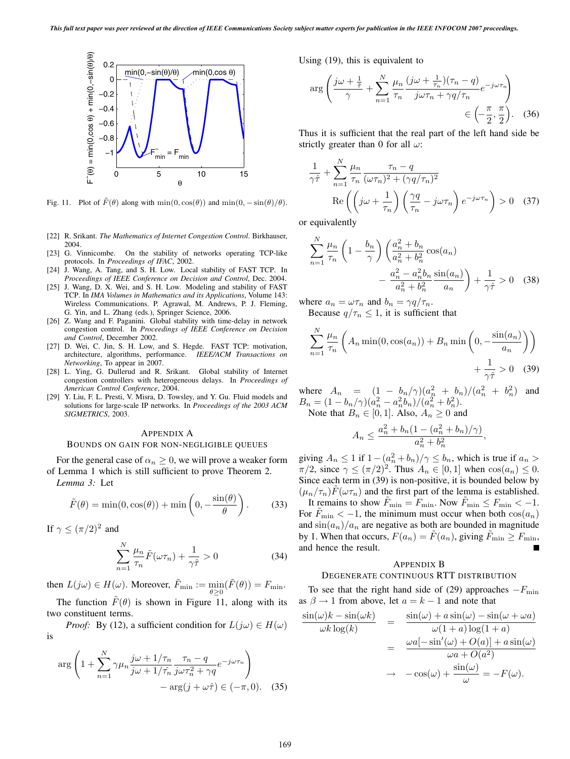0.2
0
−0.2
−0.4
−0.6
−0.8
−1

0 5 10 15

θ

$\tilde{F}(\theta) = \min(0,\cos\theta) + \min(0,-\sin(\theta)/\theta)$

min(0,−sin(θ)/θ)

min(0,cos θ)

$F^{\sim}_{\min} = F_{\min}$

Fig. 11. Plot of $\tilde{F}(\theta)$ along with $\min(0, \cos(\theta))$ and $\min(0, -\sin(\theta)/\theta)$.

[22] R. Srikant. *The Mathematics of Internet Congestion Control*. Birkhauser, 2004.

[23] G. Vinnicombe. On the stability of networks operating TCP-like protocols. In *Proceedings of IFAC*, 2002.

[24] J. Wang, A. Tang, and S. H. Low. Local stability of FAST TCP. In *Proceedings of IEEE Conference on Decision and Control*, Dec. 2004.

[25] J. Wang, D. X. Wei, and S. H. Low. Modeling and stability of FAST TCP. In *IMA Volumes in Mathematics and its Applications*, Volume 143: Wireless Communications. P. Agrawal, M. Andrews, P. J. Fleming, G. Yin, and L. Zhang (eds.), Springer Science, 2006.

[26] Z. Wang and F. Paganini. Global stability with time-delay in network congestion control. In *Proceedings of IEEE Conference on Decision and Control*, December 2002.

[27] D. Wei, C. Jin, S. H. Low, and S. Hegde. FAST TCP: motivation, architecture, algorithms, performance. *IEEE/ACM Transactions on Networking*, To appear in 2007.

[28] L. Ying, G. Dullerud and R. Srikant. Global stability of Internet congestion controllers with heterogeneous delays. In *Proceedings of American Control Conference*, 2004.

[29] Y. Liu, F. L. Presti, V. Misra, D. Towsley, and Y. Gu. Fluid models and solutions for large-scale IP networks. In *Proceedings of the 2003 ACM SIGMETRICS*, 2003.

## Appendix A
### Bounds on gain for non-negligible queues

For the general case of $\alpha_n \geq 0$, we will prove a weaker form of Lemma 1 which is still sufficient to prove Theorem 2.

*Lemma 3:* Let

$$\tilde{F}(\theta) = \min(0, \cos(\theta)) + \min\left(0, -\frac{\sin(\theta)}{\theta}\right). \tag{33}$$

If $\gamma \leq (\pi/2)^2$ and

$$\sum_{n=1}^{N} \frac{\mu_n}{\tau_n} \tilde{F}(\omega\tau_n) + \frac{1}{\gamma\hat{\tau}} > 0 \tag{34}$$

then $L(j\omega) \in H(\omega)$. Moreover, $\tilde{F}_{\min} := \min_{\theta \geq 0}(\tilde{F}(\theta)) = F_{\min}$.

The function $\tilde{F}(\theta)$ is shown in Figure 11, along with its two constituent terms.

*Proof:* By (12), a sufficient condition for $L(j\omega) \in H(\omega)$ is

$$\arg\left(1 + \sum_{n=1}^{N} \gamma\mu_n \frac{j\omega + 1/\tau_n}{j\omega + 1/\hat{\tau}_n} \frac{\tau_n - q}{j\omega\tau_n^2 + \gamma q} e^{-j\omega\tau_n}\right) - \arg(j + \omega\hat{\tau}) \in (-\pi, 0). \tag{35}$$

Using (19), this is equivalent to

$$\arg\left(\frac{j\omega + \frac{1}{\hat{\tau}}}{\gamma} + \sum_{n=1}^{N} \frac{\mu_n}{\tau_n} \frac{(j\omega + \frac{1}{\tau_n})(\tau_n - q)}{j\omega\tau_n + \gamma q/\tau_n} e^{-j\omega\tau_n}\right) \in \left(-\frac{\pi}{2}, \frac{\pi}{2}\right). \tag{36}$$

Thus it is sufficient that the real part of the left hand side be strictly greater than 0 for all $\omega$:

$$\frac{1}{\gamma\hat{\tau}} + \sum_{n=1}^{N} \frac{\mu_n}{\tau_n} \frac{\tau_n - q}{(\omega\tau_n)^2 + (\gamma q/\tau_n)^2} \operatorname{Re}\left(\left(j\omega + \frac{1}{\tau_n}\right)\left(\frac{\gamma q}{\tau_n} - j\omega\tau_n\right) e^{-j\omega\tau_n}\right) > 0 \tag{37}$$

or equivalently

$$\sum_{n=1}^{N} \frac{\mu_n}{\tau_n}\left(1 - \frac{b_n}{\gamma}\right)\left(\frac{a_n^2 + b_n}{a_n^2 + b_n^2}\cos(a_n) - \frac{a_n^2 - a_n^2 b_n}{a_n^2 + b_n^2}\frac{\sin(a_n)}{a_n}\right) + \frac{1}{\gamma\hat{\tau}} > 0 \tag{38}$$

where $a_n = \omega\tau_n$ and $b_n = \gamma q/\tau_n$.

Because $q/\tau_n \leq 1$, it is sufficient that

$$\sum_{n=1}^{N} \frac{\mu_n}{\tau_n}\left(A_n \min(0, \cos(a_n)) + B_n \min\left(0, -\frac{\sin(a_n)}{a_n}\right)\right) + \frac{1}{\gamma\hat{\tau}} > 0 \tag{39}$$

where $A_n = (1 - b_n/\gamma)(a_n^2 + b_n)/(a_n^2 + b_n^2)$ and $B_n = (1 - b_n/\gamma)(a_n^2 - a_n^2 b_n)/(a_n^2 + b_n^2)$.

Note that $B_n \in [0, 1]$. Also, $A_n \geq 0$ and

$$A_n \leq \frac{a_n^2 + b_n(1 - (a_n^2 + b_n)/\gamma)}{a_n^2 + b_n^2},$$

giving $A_n \leq 1$ if $1 - (a_n^2 + b_n)/\gamma \leq b_n$, which is true if $a_n > \pi/2$, since $\gamma \leq (\pi/2)^2$. Thus $A_n \in [0, 1]$ when $\cos(a_n) \leq 0$. Since each term in (39) is non-positive, it is bounded below by $(\mu_n/\tau_n)\tilde{F}(\omega\tau_n)$ and the first part of the lemma is established.

It remains to show $\tilde{F}_{\min} = F_{\min}$. Now $\tilde{F}_{\min} \leq F_{\min} < -1$. For $\tilde{F}_{\min} < -1$, the minimum must occur when both $\cos(a_n)$ and $\sin(a_n)/a_n$ are negative as both are bounded in magnitude by 1. When that occurs, $F(a_n) = \tilde{F}(a_n)$, giving $\tilde{F}_{\min} \geq F_{\min}$, and hence the result. ∎

## Appendix B
### Degenerate continuous RTT distribution

To see that the right hand side of (29) approaches $-F_{\min}$ as $\beta \to 1$ from above, let $a = k - 1$ and note that

$$\begin{aligned}
\frac{\sin(\omega)k - \sin(\omega k)}{\omega k \log(k)} &= \frac{\sin(\omega) + a\sin(\omega) - \sin(\omega + \omega a)}{\omega(1 + a)\log(1 + a)} \\
&= \frac{\omega a[-\sin'(\omega) + O(a)] + a\sin(\omega)}{\omega a + O(a^2)} \\
&\to -\cos(\omega) + \frac{\sin(\omega)}{\omega} = -F(\omega).
\end{aligned}$$